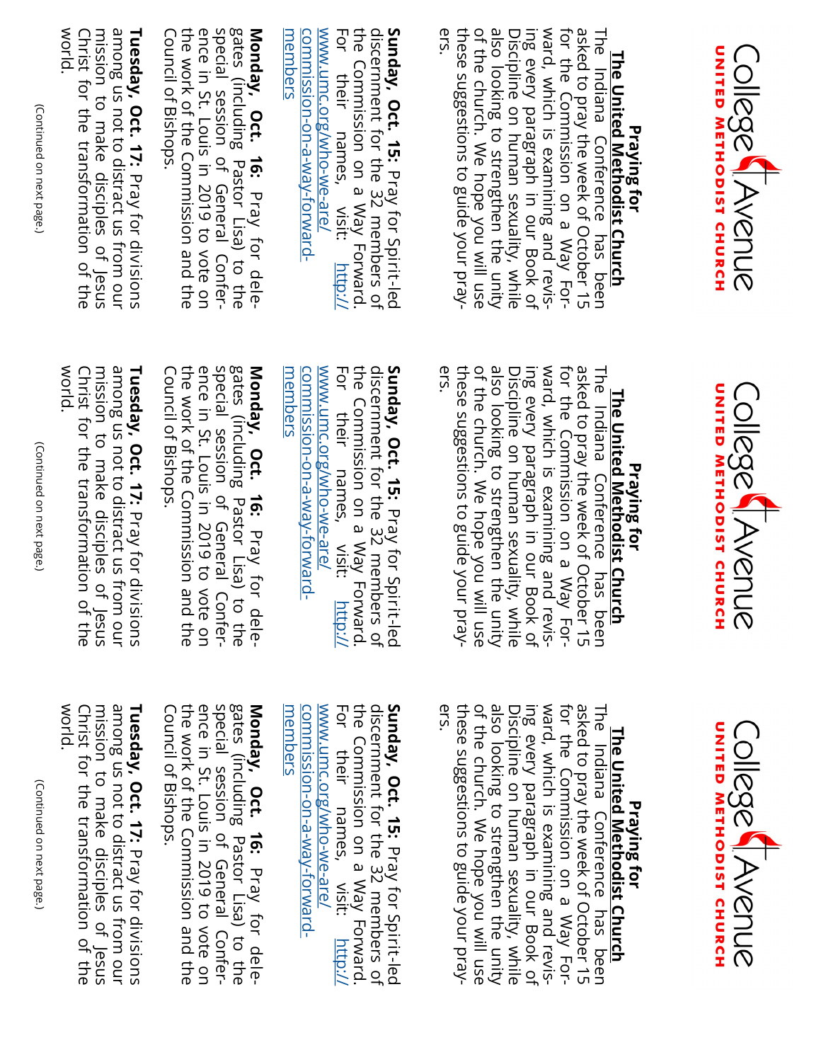College Avenue

UNITED METHODIST CHURCH

**Praying for The United Methodist Church**

The Indiana Conference has been asked to pray the week of October 15 for the Commission on a Way Forward, which is examining and revising every paragraph in our Book of Discipline on human sexuality, while also looking to strengthen the unity of the church. We hope you will use these suggestions to guide your prayers.

**Sunday, Oct. 15:** Pray for Spirit-led discernment for the 32 members of the Commission on a Way Forward. For their names, visit: http://www.umc.org/who-we-are/commission-on-a-way-forward-members

**Monday, Oct. 16:** Pray for delegates (including Pastor Lisa) to the special session of General Conference in St. Louis in 2019 to vote on the work of the Commission and the Council of Bishops.

**Tuesday, Oct. 17:** Pray for divisions among us not to distract us from our mission to make disciples of Jesus Christ for the transformation of the world.

(Continued on next page.)

College Avenue

UNITED METHODIST CHURCH

**Praying for The United Methodist Church**

The Indiana Conference has been asked to pray the week of October 15 for the Commission on a Way Forward, which is examining and revising every paragraph in our Book of Discipline on human sexuality, while also looking to strengthen the unity of the church. We hope you will use these suggestions to guide your prayers.

**Sunday, Oct. 15:** Pray for Spirit-led discernment for the 32 members of the Commission on a Way Forward. For their names, visit: http://www.umc.org/who-we-are/commission-on-a-way-forward-members

**Monday, Oct. 16:** Pray for delegates (including Pastor Lisa) to the special session of General Conference in St. Louis in 2019 to vote on the work of the Commission and the Council of Bishops.

**Tuesday, Oct. 17:** Pray for divisions among us not to distract us from our mission to make disciples of Jesus Christ for the transformation of the world.

(Continued on next page.)

College Avenue

UNITED METHODIST CHURCH

**Praying for The United Methodist Church**

The Indiana Conference has been asked to pray the week of October 15 for the Commission on a Way Forward, which is examining and revising every paragraph in our Book of Discipline on human sexuality, while also looking to strengthen the unity of the church. We hope you will use these suggestions to guide your prayers.

**Sunday, Oct. 15:** Pray for Spirit-led discernment for the 32 members of the Commission on a Way Forward. For their names, visit: http://www.umc.org/who-we-are/commission-on-a-way-forward-members

**Monday, Oct. 16:** Pray for delegates (including Pastor Lisa) to the special session of General Conference in St. Louis in 2019 to vote on the work of the Commission and the Council of Bishops.

**Tuesday, Oct. 17:** Pray for divisions among us not to distract us from our mission to make disciples of Jesus Christ for the transformation of the world.

(Continued on next page.)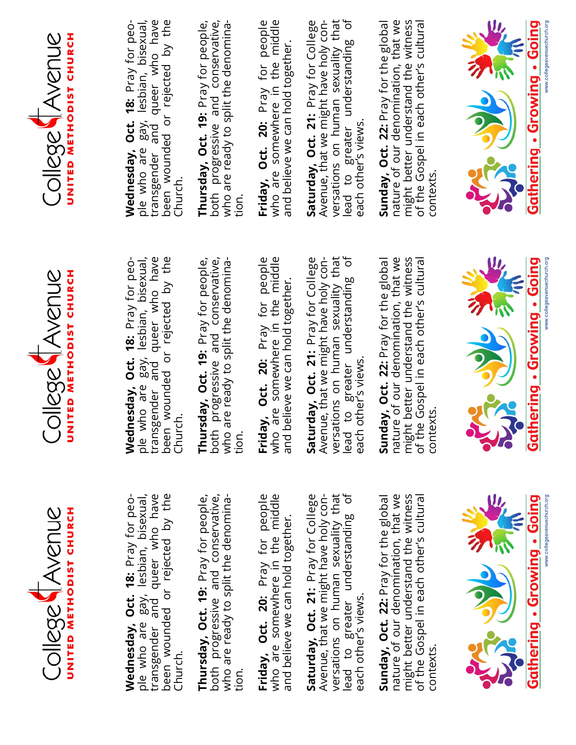# College Avenue
**UNITED METHODIST CHURCH**

**Wednesday, Oct. 18:** Pray for people who are gay, lesbian, bisexual, transgender and queer who have been wounded or rejected by the Church.

**Thursday, Oct. 19:** Pray for people, both progressive and conservative, who are ready to split the denomination.

**Friday, Oct. 20:** Pray for people who are somewhere in the middle and believe we can hold together.

**Saturday, Oct. 21:** Pray for College Avenue, that we might have holy conversations on human sexuality that lead to greater understanding of each other's views.

**Sunday, Oct. 22:** Pray for the global nature of our denomination, that we might better understand the witness of the Gospel in each other's cultural contexts.

Gathering • Growing • Going

www.collegeavenuechurch.org

# College Avenue
**UNITED METHODIST CHURCH**

**Wednesday, Oct. 18:** Pray for people who are gay, lesbian, bisexual, transgender and queer who have been wounded or rejected by the Church.

**Thursday, Oct. 19:** Pray for people, both progressive and conservative, who are ready to split the denomination.

**Friday, Oct. 20:** Pray for people who are somewhere in the middle and believe we can hold together.

**Saturday, Oct. 21:** Pray for College Avenue, that we might have holy conversations on human sexuality that lead to greater understanding of each other's views.

**Sunday, Oct. 22:** Pray for the global nature of our denomination, that we might better understand the witness of the Gospel in each other's cultural contexts.

Gathering • Growing • Going

www.collegeavenuechurch.org

# College Avenue
**UNITED METHODIST CHURCH**

**Wednesday, Oct. 18:** Pray for people who are gay, lesbian, bisexual, transgender and queer who have been wounded or rejected by the Church.

**Thursday, Oct. 19:** Pray for people, both progressive and conservative, who are ready to split the denomination.

**Friday, Oct. 20:** Pray for people who are somewhere in the middle and believe we can hold together.

**Saturday, Oct. 21:** Pray for College Avenue, that we might have holy conversations on human sexuality that lead to greater understanding of each other's views.

**Sunday, Oct. 22:** Pray for the global nature of our denomination, that we might better understand the witness of the Gospel in each other's cultural contexts.

Gathering • Growing • Going

www.collegeavenuechurch.org